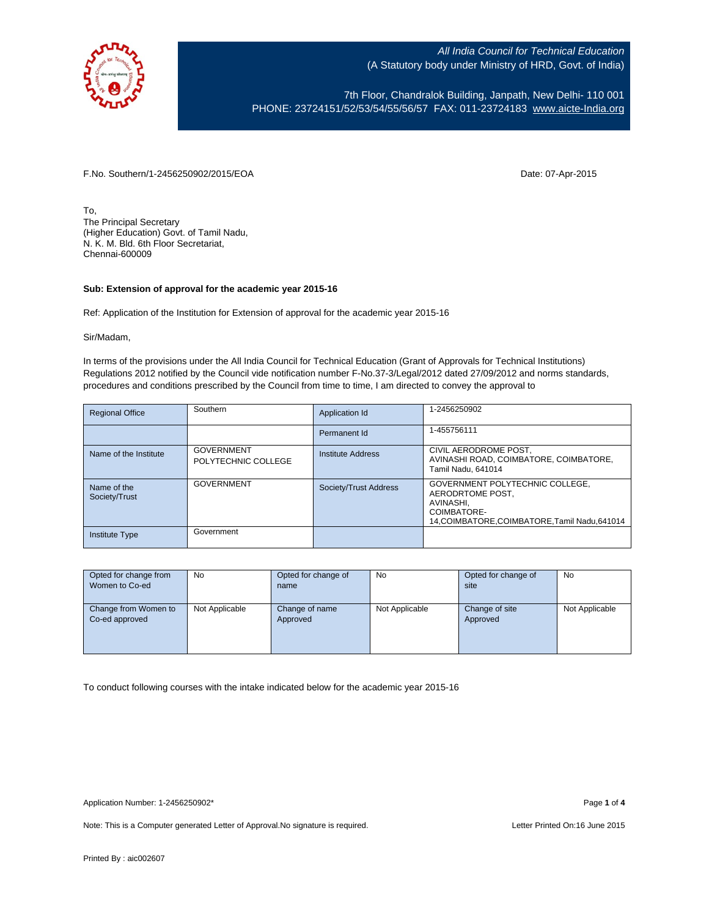All India Council for Technical Education
(A Statutory body under Ministry of HRD, Govt. of India)

7th Floor, Chandralok Building, Janpath, New Delhi- 110 001
PHONE: 23724151/52/53/54/55/56/57 FAX: 011-23724183 www.aicte-India.org

F.No. Southern/1-2456250902/2015/EOA

Date: 07-Apr-2015

To,
The Principal Secretary
(Higher Education) Govt. of Tamil Nadu,
N. K. M. Bld. 6th Floor Secretariat,
Chennai-600009

**Sub: Extension of approval for the academic year 2015-16**

Ref: Application of the Institution for Extension of approval for the academic year 2015-16

Sir/Madam,

In terms of the provisions under the All India Council for Technical Education (Grant of Approvals for Technical Institutions) Regulations 2012 notified by the Council vide notification number F-No.37-3/Legal/2012 dated 27/09/2012 and norms standards, procedures and conditions prescribed by the Council from time to time, I am directed to convey the approval to

| Regional Office | Southern | Application Id | 1-2456250902 |
|---|---|---|---|
| | | Permanent Id | 1-455756111 |
| Name of the Institute | GOVERNMENT POLYTECHNIC COLLEGE | Institute Address | CIVIL AERODROME POST, AVINASHI ROAD, COIMBATORE, COIMBATORE, Tamil Nadu, 641014 |
| Name of the Society/Trust | GOVERNMENT | Society/Trust Address | GOVERNMENT POLYTECHNIC COLLEGE, AERODRTOME POST, AVINASHI, COIMBATORE-14,COIMBATORE,COIMBATORE,Tamil Nadu,641014 |
| Institute Type | Government | | |

| Opted for change from Women to Co-ed | No | Opted for change of name | No | Opted for change of site | No |
|---|---|---|---|---|---|
| Change from Women to Co-ed approved | Not Applicable | Change of name Approved | Not Applicable | Change of site Approved | Not Applicable |

To conduct following courses with the intake indicated below for the academic year 2015-16

Application Number: 1-2456250902*

Note: This is a Computer generated Letter of Approval.No signature is required.

Letter Printed On:16 June 2015

Printed By : aic002607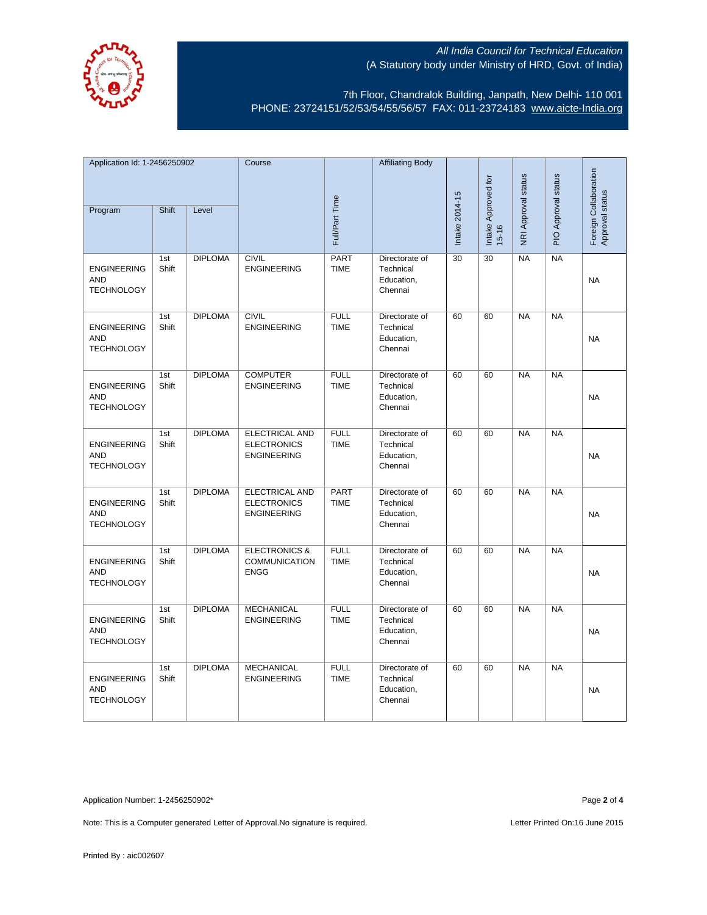All India Council for Technical Education
(A Statutory body under Ministry of HRD, Govt. of India)

7th Floor, Chandralok Building, Janpath, New Delhi- 110 001
PHONE: 23724151/52/53/54/55/56/57 FAX: 011-23724183 www.aicte-India.org

| Application Id: 1-2456250902 | | | Course | Full/Part Time | Affiliating Body | Intake 2014-15 | Intake Approved for 15-16 | NRI Approval status | PIO Approval status | Foreign Collaboration Approval status |
|---|---|---|---|---|---|---|---|---|---|---|
| Program | Shift | Level | | | | | | | | |
| ENGINEERING AND TECHNOLOGY | 1st Shift | DIPLOMA | CIVIL ENGINEERING | PART TIME | Directorate of Technical Education, Chennai | 30 | 30 | NA | NA | NA |
| ENGINEERING AND TECHNOLOGY | 1st Shift | DIPLOMA | CIVIL ENGINEERING | FULL TIME | Directorate of Technical Education, Chennai | 60 | 60 | NA | NA | NA |
| ENGINEERING AND TECHNOLOGY | 1st Shift | DIPLOMA | COMPUTER ENGINEERING | FULL TIME | Directorate of Technical Education, Chennai | 60 | 60 | NA | NA | NA |
| ENGINEERING AND TECHNOLOGY | 1st Shift | DIPLOMA | ELECTRICAL AND ELECTRONICS ENGINEERING | FULL TIME | Directorate of Technical Education, Chennai | 60 | 60 | NA | NA | NA |
| ENGINEERING AND TECHNOLOGY | 1st Shift | DIPLOMA | ELECTRICAL AND ELECTRONICS ENGINEERING | PART TIME | Directorate of Technical Education, Chennai | 60 | 60 | NA | NA | NA |
| ENGINEERING AND TECHNOLOGY | 1st Shift | DIPLOMA | ELECTRONICS & COMMUNICATION ENGG | FULL TIME | Directorate of Technical Education, Chennai | 60 | 60 | NA | NA | NA |
| ENGINEERING AND TECHNOLOGY | 1st Shift | DIPLOMA | MECHANICAL ENGINEERING | FULL TIME | Directorate of Technical Education, Chennai | 60 | 60 | NA | NA | NA |
| ENGINEERING AND TECHNOLOGY | 1st Shift | DIPLOMA | MECHANICAL ENGINEERING | FULL TIME | Directorate of Technical Education, Chennai | 60 | 60 | NA | NA | NA |

Application Number: 1-2456250902*

Note: This is a Computer generated Letter of Approval.No signature is required.

Letter Printed On:16 June 2015

Printed By : aic002607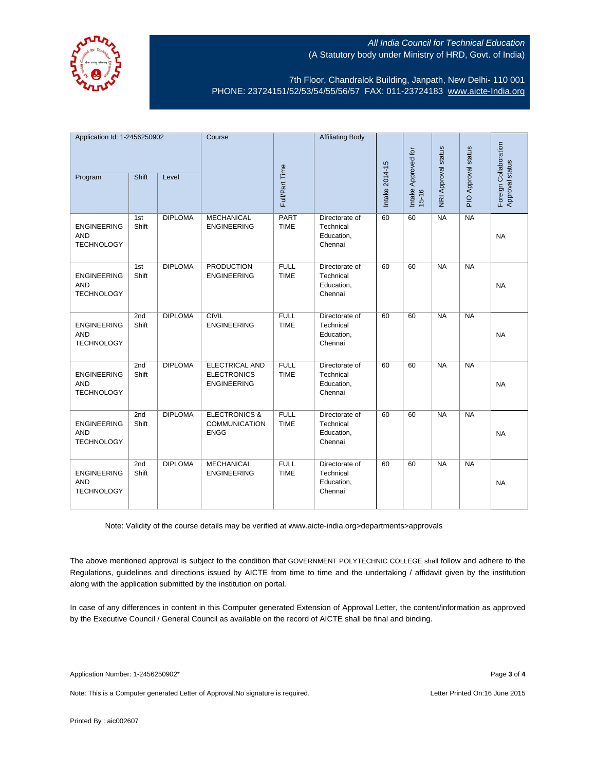All India Council for Technical Education
(A Statutory body under Ministry of HRD, Govt. of India)

7th Floor, Chandralok Building, Janpath, New Delhi- 110 001
PHONE: 23724151/52/53/54/55/56/57 FAX: 011-23724183 www.aicte-India.org

| Application Id: 1-2456250902 | | | Course | Full/Part Time | Affiliating Body | Intake 2014-15 | Intake Approved for 15-16 | NRI Approval status | PIO Approval status | Foreign Collaboration Approval status |
|---|---|---|---|---|---|---|---|---|---|---|
| Program | Shift | Level | | | | | | | | |
| ENGINEERING AND TECHNOLOGY | 1st Shift | DIPLOMA | MECHANICAL ENGINEERING | PART TIME | Directorate of Technical Education, Chennai | 60 | 60 | NA | NA | NA |
| ENGINEERING AND TECHNOLOGY | 1st Shift | DIPLOMA | PRODUCTION ENGINEERING | FULL TIME | Directorate of Technical Education, Chennai | 60 | 60 | NA | NA | NA |
| ENGINEERING AND TECHNOLOGY | 2nd Shift | DIPLOMA | CIVIL ENGINEERING | FULL TIME | Directorate of Technical Education, Chennai | 60 | 60 | NA | NA | NA |
| ENGINEERING AND TECHNOLOGY | 2nd Shift | DIPLOMA | ELECTRICAL AND ELECTRONICS ENGINEERING | FULL TIME | Directorate of Technical Education, Chennai | 60 | 60 | NA | NA | NA |
| ENGINEERING AND TECHNOLOGY | 2nd Shift | DIPLOMA | ELECTRONICS & COMMUNICATION ENGG | FULL TIME | Directorate of Technical Education, Chennai | 60 | 60 | NA | NA | NA |
| ENGINEERING AND TECHNOLOGY | 2nd Shift | DIPLOMA | MECHANICAL ENGINEERING | FULL TIME | Directorate of Technical Education, Chennai | 60 | 60 | NA | NA | NA |

Note: Validity of the course details may be verified at www.aicte-india.org>departments>approvals

The above mentioned approval is subject to the condition that GOVERNMENT POLYTECHNIC COLLEGE shall follow and adhere to the Regulations, guidelines and directions issued by AICTE from time to time and the undertaking / affidavit given by the institution along with the application submitted by the institution on portal.

In case of any differences in content in this Computer generated Extension of Approval Letter, the content/information as approved by the Executive Council / General Council as available on the record of AICTE shall be final and binding.

Application Number: 1-2456250902*

Note: This is a Computer generated Letter of Approval.No signature is required.

Letter Printed On:16 June 2015

Printed By : aic002607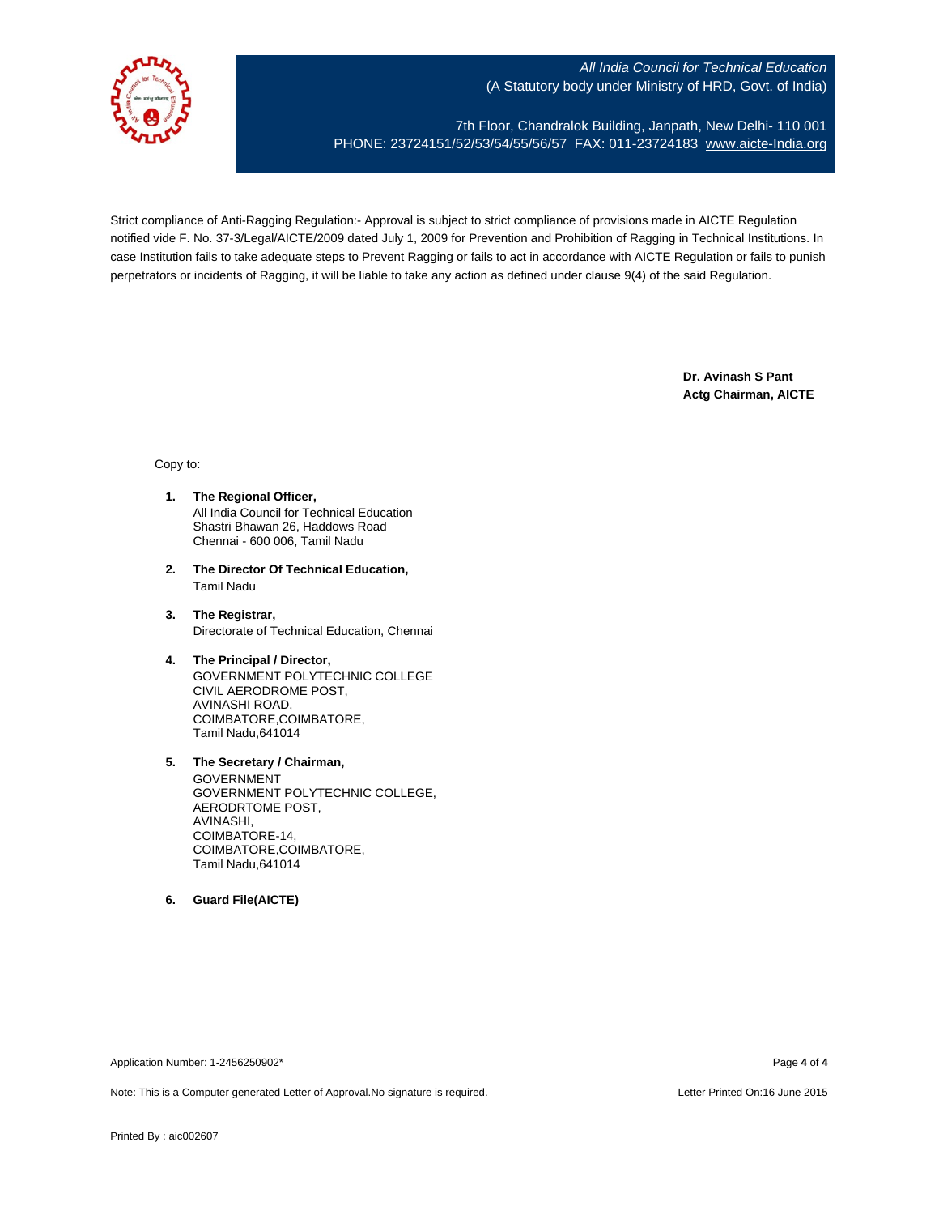Strict compliance of Anti-Ragging Regulation:- Approval is subject to strict compliance of provisions made in AICTE Regulation notified vide F. No. 37-3/Legal/AICTE/2009 dated July 1, 2009 for Prevention and Prohibition of Ragging in Technical Institutions. In case Institution fails to take adequate steps to Prevent Ragging or fails to act in accordance with AICTE Regulation or fails to punish perpetrators or incidents of Ragging, it will be liable to take any action as defined under clause 9(4) of the said Regulation.

**Dr. Avinash S Pant**
**Actg Chairman, AICTE**

Copy to:

1. **The Regional Officer,**
   All India Council for Technical Education
   Shastri Bhawan 26, Haddows Road
   Chennai - 600 006, Tamil Nadu

2. **The Director Of Technical Education,**
   Tamil Nadu

3. **The Registrar,**
   Directorate of Technical Education, Chennai

4. **The Principal / Director,**
   GOVERNMENT POLYTECHNIC COLLEGE
   CIVIL AERODROME POST,
   AVINASHI ROAD,
   COIMBATORE,COIMBATORE,
   Tamil Nadu,641014

5. **The Secretary / Chairman,**
   GOVERNMENT
   GOVERNMENT POLYTECHNIC COLLEGE,
   AERODRTOME POST,
   AVINASHI,
   COIMBATORE-14,
   COIMBATORE,COIMBATORE,
   Tamil Nadu,641014

6. **Guard File(AICTE)**

Application Number: 1-2456250902*

Note: This is a Computer generated Letter of Approval.No signature is required.

Letter Printed On:16 June 2015

Printed By : aic002607